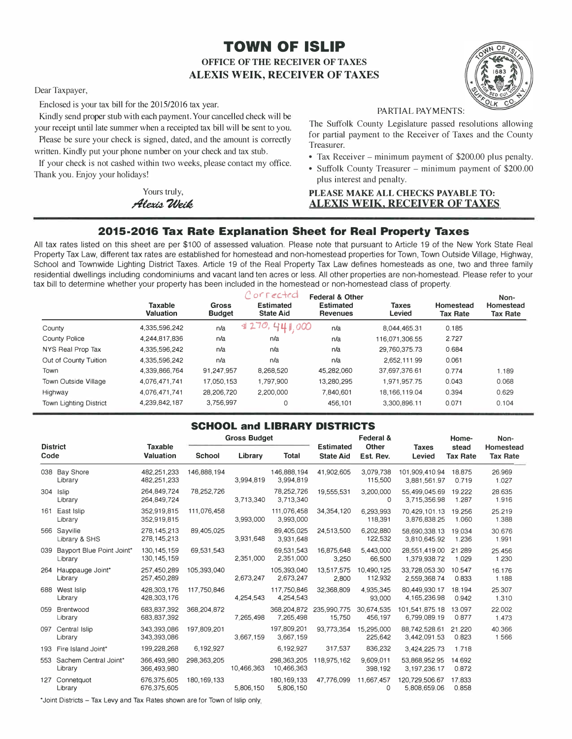# TOWN OF ISLIP

**OFFICE OF THE RECEIVER OF TAXES**
**ALEXIS WEIK, RECEIVER OF TAXES**

Dear Taxpayer,

Enclosed is your tax bill for the 2015/2016 tax year.

Kindly send proper stub with each payment. Your cancelled check will be your receipt until late summer when a receipted tax bill will be sent to you.

Please be sure your check is signed, dated, and the amount is correctly written. Kindly put your phone number on your check and tax stub.

If your check is not cashed within two weeks, please contact my office. Thank you. Enjoy your holidays!

Yours truly,
*Alexis Weik*

PARTIAL PAYMENTS:

The Suffolk County Legislature passed resolutions allowing for partial payment to the Receiver of Taxes and the County Treasurer.

- Tax Receiver – minimum payment of $200.00 plus penalty.
- Suffolk County Treasurer – minimum payment of $200.00 plus interest and penalty.

**PLEASE MAKE ALL CHECKS PAYABLE TO:**
**ALEXIS WEIK, RECEIVER OF TAXES**

## 2015-2016 Tax Rate Explanation Sheet for Real Property Taxes

All tax rates listed on this sheet are per $100 of assessed valuation. Please note that pursuant to Article 19 of the New York State Real Property Tax Law, different tax rates are established for homestead and non-homestead properties for Town, Town Outside Village, Highway, School and Townwide Lighting District Taxes. Article 19 of the Real Property Tax Law defines homesteads as one, two and three family residential dwellings including condominiums and vacant land ten acres or less. All other properties are non-homestead. Please refer to your tax bill to determine whether your property has been included in the homestead or non-homestead class of property.

| | Taxable Valuation | Gross Budget | Corrected Estimated State Aid | Federal & Other Estimated Revenues | Taxes Levied | Homestead Tax Rate | Non-Homestead Tax Rate |
|---|---|---|---|---|---|---|---|
| County | 4,335,596,242 | n/a | $270,441,000 | n/a | 8,044,465.31 | 0.185 | |
| County Police | 4,244,817,836 | n/a | n/a | n/a | 116,071,306.55 | 2.727 | |
| NYS Real Prop Tax | 4,335,596,242 | n/a | n/a | n/a | 29,760,375.73 | 0.684 | |
| Out of County Tuition | 4,335,596,242 | n/a | n/a | n/a | 2,652,111.99 | 0.061 | |
| Town | 4,339,866,764 | 91,247,957 | 8,268,520 | 45,282,060 | 37,697,376.61 | 0.774 | 1.189 |
| Town Outside Village | 4,076,471,741 | 17,050,153 | 1,797,900 | 13,280,295 | 1,971,957.75 | 0.043 | 0.068 |
| Highway | 4,076,471,741 | 28,206,720 | 2,200,000 | 7,840,601 | 18,166,119.04 | 0.394 | 0.629 |
| Town Lighting District | 4,239,842,187 | 3,756,997 | 0 | 456,101 | 3,300,896.11 | 0.071 | 0.104 |

## SCHOOL and LIBRARY DISTRICTS

| District Code | Taxable Valuation | Gross Budget School | Gross Budget Library | Gross Budget Total | Estimated State Aid | Federal & Other Est. Rev. | Taxes Levied | Homestead Tax Rate | Non-Homestead Tax Rate |
|---|---|---|---|---|---|---|---|---|---|
| 038 Bay Shore | 482,251,233 | 146,888,194 | | 146,888,194 | 41,902,605 | 3,079,738 | 101,909,410.94 | 18.875 | 26.969 |
| Library | 482,251,233 | | 3,994,819 | 3,994,819 | | 115,500 | 3,881,561.97 | 0.719 | 1.027 |
| 304 Islip | 264,849,724 | 78,252,726 | | 78,252,726 | 19,555,531 | 3,200,000 | 55,499,045.69 | 19.222 | 28.635 |
| Library | 264,849,724 | | 3,713,340 | 3,713,340 | | 0 | 3,715,356.98 | 1.287 | 1.916 |
| 161 East Islip | 352,919,815 | 111,076,458 | | 111,076,458 | 34,354,120 | 6,293,993 | 70,429,101.13 | 19.256 | 25.219 |
| Library | 352,919,815 | | 3,993,000 | 3,993,000 | | 118,391 | 3,876,838.25 | 1.060 | 1.388 |
| 566 Sayville | 278,145,213 | 89,405,025 | | 89,405,025 | 24,513,500 | 6,202,880 | 58,690,338.13 | 19.034 | 30.676 |
| Library & SHS | 278,145,213 | | 3,931,648 | 3,931,648 | | 122,532 | 3,810,645.92 | 1.236 | 1.991 |
| 039 Bayport Blue Point Joint* | 130,145,159 | 69,531,543 | | 69,531,543 | 16,875,648 | 5,443,000 | 28,551,419.00 | 21.289 | 25.456 |
| Library | 130,145,159 | | 2,351,000 | 2,351,000 | 3,250 | 66,500 | 1,379,938.72 | 1.029 | 1.230 |
| 264 Hauppauge Joint* | 257,450,289 | 105,393,040 | | 105,393,040 | 13,517,575 | 10,490,125 | 33,728,053.30 | 10.547 | 16.176 |
| Library | 257,450,289 | | 2,673,247 | 2,673,247 | 2,800 | 112,932 | 2,559,368.74 | 0.833 | 1.188 |
| 688 West Islip | 428,303,176 | 117,750,846 | | 117,750,846 | 32,368,809 | 4,935,345 | 80,449,930.17 | 18.194 | 25.307 |
| Library | 428,303,176 | | 4,254,543 | 4,254,543 | | 93,000 | 4,165,236.98 | 0.942 | 1.310 |
| 059 Brentwood | 683,837,392 | 368,204,872 | | 368,204,872 | 235,990,775 | 30,674,535 | 101,541,875.18 | 13.097 | 22.002 |
| Library | 683,837,392 | | 7,265,498 | 7,265,498 | 15,750 | 456,197 | 6,799,089.19 | 0.877 | 1.473 |
| 097 Central Islip | 343,393,086 | 197,809,201 | | 197,809,201 | 93,773,354 | 15,295,000 | 88,742,528.61 | 21.220 | 40.366 |
| Library | 343,393,086 | | 3,667,159 | 3,667,159 | | 225,642 | 3,442,091.53 | 0.823 | 1.566 |
| 193 Fire Island Joint* | 199,228,268 | 6,192,927 | | 6,192,927 | 317,537 | 836,232 | 3,424,225.73 | 1.718 | |
| 553 Sachem Central Joint* | 366,493,980 | 298,363,205 | | 298,363,205 | 118,975,162 | 9,609,011 | 53,868,952.95 | 14.692 | |
| Library | 366,493,980 | | 10,466,363 | 10,466,363 | | 398,192 | 3,197,236.17 | 0.872 | |
| 127 Connetquot | 676,375,605 | 180,169,133 | | 180,169,133 | 47,776,099 | 11,667,457 | 120,729,506.67 | 17.833 | |
| Library | 676,375,605 | | 5,806,150 | 5,806,150 | | 0 | 5,808,659.06 | 0.858 | |

*Joint Districts – Tax Levy and Tax Rates shown are for Town of Islip only.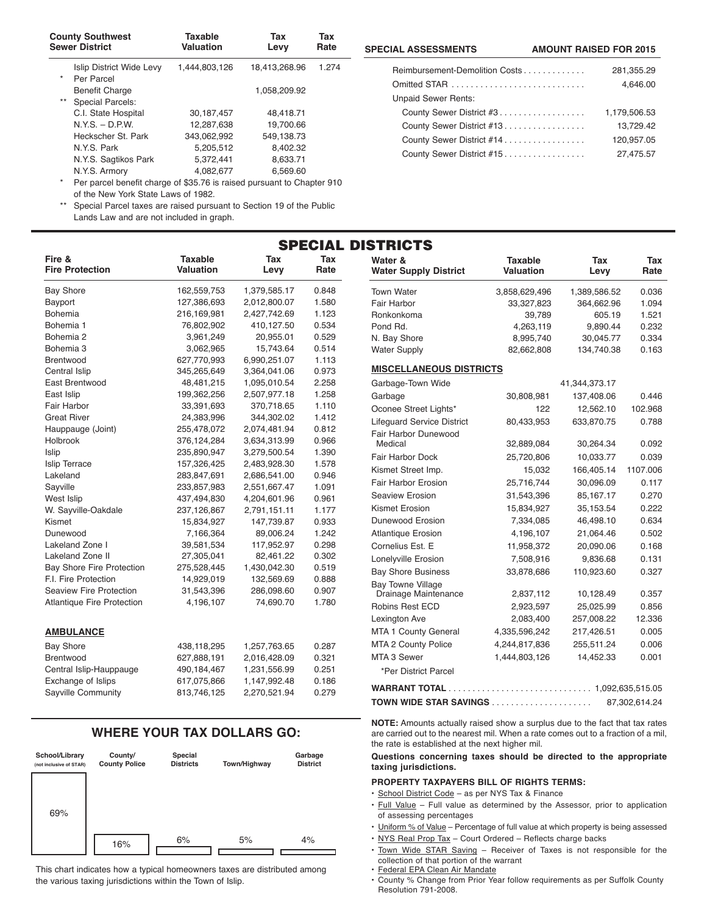| County Southwest Sewer District | Taxable Valuation | Tax Levy | Tax Rate |
|---|---|---|---|
| Islip District Wide Levy | 1,444,803,126 | 18,413,268.96 | 1.274 |
| * Per Parcel Benefit Charge | | 1,058,209.92 | |
| ** Special Parcels: | | | |
| C.I. State Hospital | 30,187,457 | 48,418.71 | |
| N.Y.S. – D.P.W. | 12,287,638 | 19,700.66 | |
| Heckscher St. Park | 343,062,992 | 549,138.73 | |
| N.Y.S. Park | 5,205,512 | 8,402.32 | |
| N.Y.S. Sagtikos Park | 5,372,441 | 8,633.71 | |
| N.Y.S. Armory | 4,082,677 | 6,569.60 | |

\* Per parcel benefit charge of $35.76 is raised pursuant to Chapter 910 of the New York State Laws of 1982.

\** Special Parcel taxes are raised pursuant to Section 19 of the Public Lands Law and are not included in graph.

| SPECIAL ASSESSMENTS | AMOUNT RAISED FOR 2015 |
|---|---|
| Reimbursement-Demolition Costs | 281,355.29 |
| Omitted STAR | 4,646.00 |
| Unpaid Sewer Rents: | |
| County Sewer District #3 | 1,179,506.53 |
| County Sewer District #13 | 13,729.42 |
| County Sewer District #14 | 120,957.05 |
| County Sewer District #15 | 27,475.57 |

# SPECIAL DISTRICTS

| Fire & Fire Protection | Taxable Valuation | Tax Levy | Tax Rate |
|---|---|---|---|
| Bay Shore | 162,559,753 | 1,379,585.17 | 0.848 |
| Bayport | 127,386,693 | 2,012,800.07 | 1.580 |
| Bohemia | 216,169,981 | 2,427,742.69 | 1.123 |
| Bohemia 1 | 76,802,902 | 410,127.50 | 0.534 |
| Bohemia 2 | 3,961,249 | 20,955.01 | 0.529 |
| Bohemia 3 | 3,062,965 | 15,743.64 | 0.514 |
| Brentwood | 627,770,993 | 6,990,251.07 | 1.113 |
| Central Islip | 345,265,649 | 3,364,041.06 | 0.973 |
| East Brentwood | 48,481,215 | 1,095,010.54 | 2.258 |
| East Islip | 199,362,256 | 2,507,977.18 | 1.258 |
| Fair Harbor | 33,391,693 | 370,718.65 | 1.110 |
| Great River | 24,383,996 | 344,302.02 | 1.412 |
| Hauppauge (Joint) | 255,478,072 | 2,074,481.94 | 0.812 |
| Holbrook | 376,124,284 | 3,634,313.99 | 0.966 |
| Islip | 235,890,947 | 3,279,500.54 | 1.390 |
| Islip Terrace | 157,326,425 | 2,483,928.30 | 1.578 |
| Lakeland | 283,847,691 | 2,686,541.00 | 0.946 |
| Sayville | 233,857,983 | 2,551,667.47 | 1.091 |
| West Islip | 437,494,830 | 4,204,601.96 | 0.961 |
| W. Sayville-Oakdale | 237,126,867 | 2,791,151.11 | 1.177 |
| Kismet | 15,834,927 | 147,739.87 | 0.933 |
| Dunewood | 7,166,364 | 89,006.24 | 1.242 |
| Lakeland Zone I | 39,581,534 | 117,952.97 | 0.298 |
| Lakeland Zone II | 27,305,041 | 82,461.22 | 0.302 |
| Bay Shore Fire Protection | 275,528,445 | 1,430,042.30 | 0.519 |
| F.I. Fire Protection | 14,929,019 | 132,569.69 | 0.888 |
| Seaview Fire Protection | 31,543,396 | 286,098.60 | 0.907 |
| Atlantique Fire Protection | 4,196,107 | 74,690.70 | 1.780 |

### AMBULANCE

| | | | |
|---|---|---|---|
| Bay Shore | 438,118,295 | 1,257,763.65 | 0.287 |
| Brentwood | 627,888,191 | 2,016,428.09 | 0.321 |
| Central Islip-Hauppauge | 490,184,467 | 1,231,556.99 | 0.251 |
| Exchange of Islips | 617,075,866 | 1,147,992.48 | 0.186 |
| Sayville Community | 813,746,125 | 2,270,521.94 | 0.279 |

## WHERE YOUR TAX DOLLARS GO:

School/Library (not inclusive of STAR) 69%
County/County Police 16%
Special Districts 6%
Town/Highway 5%
Garbage District 4%

This chart indicates how a typical homeowners taxes are distributed among the various taxing jurisdictions within the Town of Islip.

| Water & Water Supply District | Taxable Valuation | Tax Levy | Tax Rate |
|---|---|---|---|
| Town Water | 3,858,629,496 | 1,389,586.52 | 0.036 |
| Fair Harbor | 33,327,823 | 364,662.96 | 1.094 |
| Ronkonkoma | 39,789 | 605.19 | 1.521 |
| Pond Rd. | 4,263,119 | 9,890.44 | 0.232 |
| N. Bay Shore | 8,995,740 | 30,045.77 | 0.334 |
| Water Supply | 82,662,808 | 134,740.38 | 0.163 |

### MISCELLANEOUS DISTRICTS

| | | | |
|---|---|---|---|
| Garbage-Town Wide | | 41,344,373.17 | |
| Garbage | 30,808,981 | 137,408.06 | 0.446 |
| Oconee Street Lights* | 122 | 12,562.10 | 102.968 |
| Lifeguard Service District | 80,433,953 | 633,870.75 | 0.788 |
| Fair Harbor Dunewood Medical | 32,889,084 | 30,264.34 | 0.092 |
| Fair Harbor Dock | 25,720,806 | 10,033.77 | 0.039 |
| Kismet Street Imp. | 15,032 | 166,405.14 | 1107.006 |
| Fair Harbor Erosion | 25,716,744 | 30,096.09 | 0.117 |
| Seaview Erosion | 31,543,396 | 85,167.17 | 0.270 |
| Kismet Erosion | 15,834,927 | 35,153.54 | 0.222 |
| Dunewood Erosion | 7,334,085 | 46,498.10 | 0.634 |
| Atlantique Erosion | 4,196,107 | 21,064.46 | 0.502 |
| Cornelius Est. E | 11,958,372 | 20,090.06 | 0.168 |
| Lonelyville Erosion | 7,508,916 | 9,836.68 | 0.131 |
| Bay Shore Business | 33,878,686 | 110,923.60 | 0.327 |
| Bay Towne Village Drainage Maintenance | 2,837,112 | 10,128.49 | 0.357 |
| Robins Rest ECD | 2,923,597 | 25,025.99 | 0.856 |
| Lexington Ave | 2,083,400 | 257,008.22 | 12.336 |
| MTA 1 County General | 4,335,596,242 | 217,426.51 | 0.005 |
| MTA 2 County Police | 4,244,817,836 | 255,511.24 | 0.006 |
| MTA 3 Sewer | 1,444,803,126 | 14,452.33 | 0.001 |

\*Per District Parcel

**WARRANT TOTAL** .............................. 1,092,635,515.05

**TOWN WIDE STAR SAVINGS** ..................... 87,302,614.24

**NOTE:** Amounts actually raised show a surplus due to the fact that tax rates are carried out to the nearest mil. When a rate comes out to a fraction of a mil, the rate is established at the next higher mil.

**Questions concerning taxes should be directed to the appropriate taxing jurisdictions.**

**PROPERTY TAXPAYERS BILL OF RIGHTS TERMS:**

- School District Code – as per NYS Tax & Finance
- Full Value – Full value as determined by the Assessor, prior to application of assessing percentages
- Uniform % of Value – Percentage of full value at which property is being assessed
- NYS Real Prop Tax – Court Ordered – Reflects charge backs
- Town Wide STAR Saving – Receiver of Taxes is not responsible for the collection of that portion of the warrant
- Federal EPA Clean Air Mandate
- County % Change from Prior Year follow requirements as per Suffolk County Resolution 791-2008.